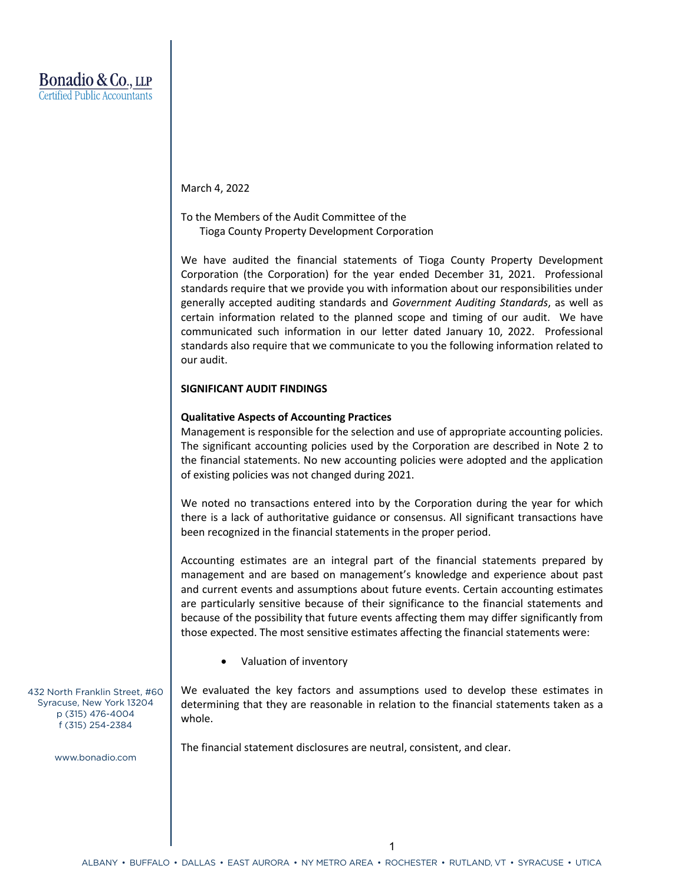Bonadio & Co., LLP
Certified Public Accountants

March 4, 2022

To the Members of the Audit Committee of the
Tioga County Property Development Corporation

We have audited the financial statements of Tioga County Property Development Corporation (the Corporation) for the year ended December 31, 2021. Professional standards require that we provide you with information about our responsibilities under generally accepted auditing standards and *Government Auditing Standards*, as well as certain information related to the planned scope and timing of our audit. We have communicated such information in our letter dated January 10, 2022. Professional standards also require that we communicate to you the following information related to our audit.

**SIGNIFICANT AUDIT FINDINGS**

**Qualitative Aspects of Accounting Practices**

Management is responsible for the selection and use of appropriate accounting policies. The significant accounting policies used by the Corporation are described in Note 2 to the financial statements. No new accounting policies were adopted and the application of existing policies was not changed during 2021.

We noted no transactions entered into by the Corporation during the year for which there is a lack of authoritative guidance or consensus. All significant transactions have been recognized in the financial statements in the proper period.

Accounting estimates are an integral part of the financial statements prepared by management and are based on management's knowledge and experience about past and current events and assumptions about future events. Certain accounting estimates are particularly sensitive because of their significance to the financial statements and because of the possibility that future events affecting them may differ significantly from those expected. The most sensitive estimates affecting the financial statements were:

- Valuation of inventory

We evaluated the key factors and assumptions used to develop these estimates in determining that they are reasonable in relation to the financial statements taken as a whole.

The financial statement disclosures are neutral, consistent, and clear.

432 North Franklin Street, #60
Syracuse, New York 13204
p (315) 476-4004
f (315) 254-2384

www.bonadio.com

ALBANY • BUFFALO • DALLAS • EAST AURORA • NY METRO AREA • ROCHESTER • RUTLAND, VT • SYRACUSE • UTICA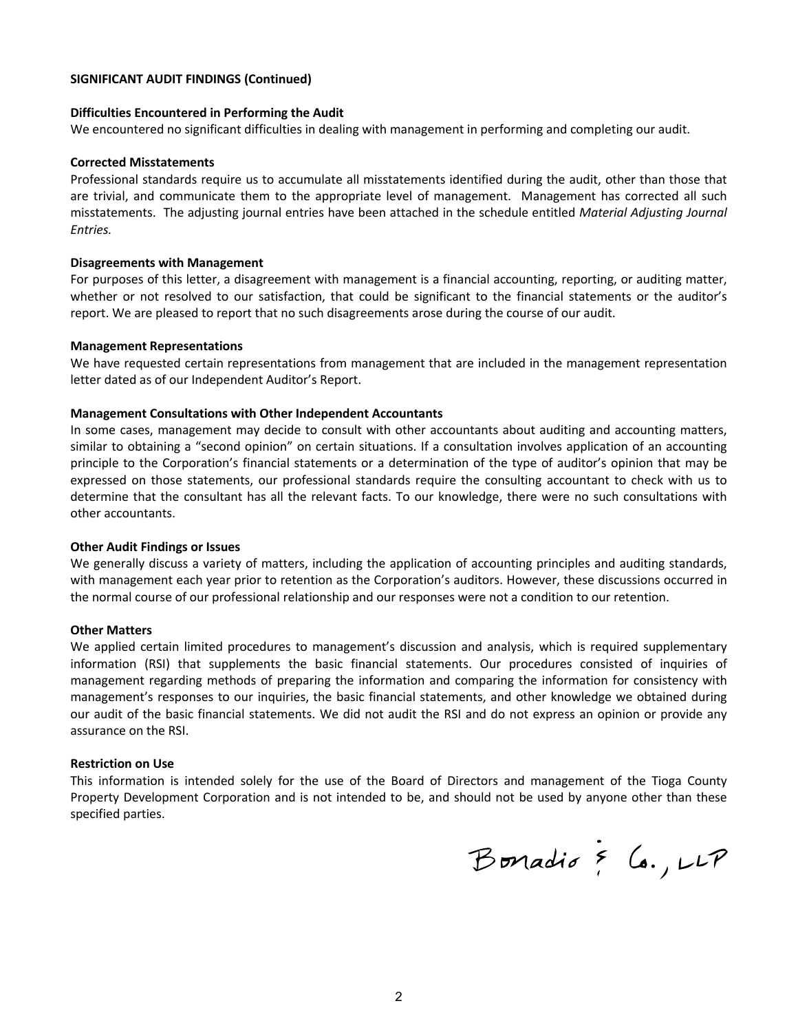**SIGNIFICANT AUDIT FINDINGS (Continued)**

**Difficulties Encountered in Performing the Audit**

We encountered no significant difficulties in dealing with management in performing and completing our audit.

**Corrected Misstatements**

Professional standards require us to accumulate all misstatements identified during the audit, other than those that are trivial, and communicate them to the appropriate level of management. Management has corrected all such misstatements. The adjusting journal entries have been attached in the schedule entitled *Material Adjusting Journal Entries.*

**Disagreements with Management**

For purposes of this letter, a disagreement with management is a financial accounting, reporting, or auditing matter, whether or not resolved to our satisfaction, that could be significant to the financial statements or the auditor's report. We are pleased to report that no such disagreements arose during the course of our audit.

**Management Representations**

We have requested certain representations from management that are included in the management representation letter dated as of our Independent Auditor's Report.

**Management Consultations with Other Independent Accountants**

In some cases, management may decide to consult with other accountants about auditing and accounting matters, similar to obtaining a "second opinion" on certain situations. If a consultation involves application of an accounting principle to the Corporation's financial statements or a determination of the type of auditor's opinion that may be expressed on those statements, our professional standards require the consulting accountant to check with us to determine that the consultant has all the relevant facts. To our knowledge, there were no such consultations with other accountants.

**Other Audit Findings or Issues**

We generally discuss a variety of matters, including the application of accounting principles and auditing standards, with management each year prior to retention as the Corporation's auditors. However, these discussions occurred in the normal course of our professional relationship and our responses were not a condition to our retention.

**Other Matters**

We applied certain limited procedures to management's discussion and analysis, which is required supplementary information (RSI) that supplements the basic financial statements. Our procedures consisted of inquiries of management regarding methods of preparing the information and comparing the information for consistency with management's responses to our inquiries, the basic financial statements, and other knowledge we obtained during our audit of the basic financial statements. We did not audit the RSI and do not express an opinion or provide any assurance on the RSI.

**Restriction on Use**

This information is intended solely for the use of the Board of Directors and management of the Tioga County Property Development Corporation and is not intended to be, and should not be used by anyone other than these specified parties.

Bonadio & Co., LLP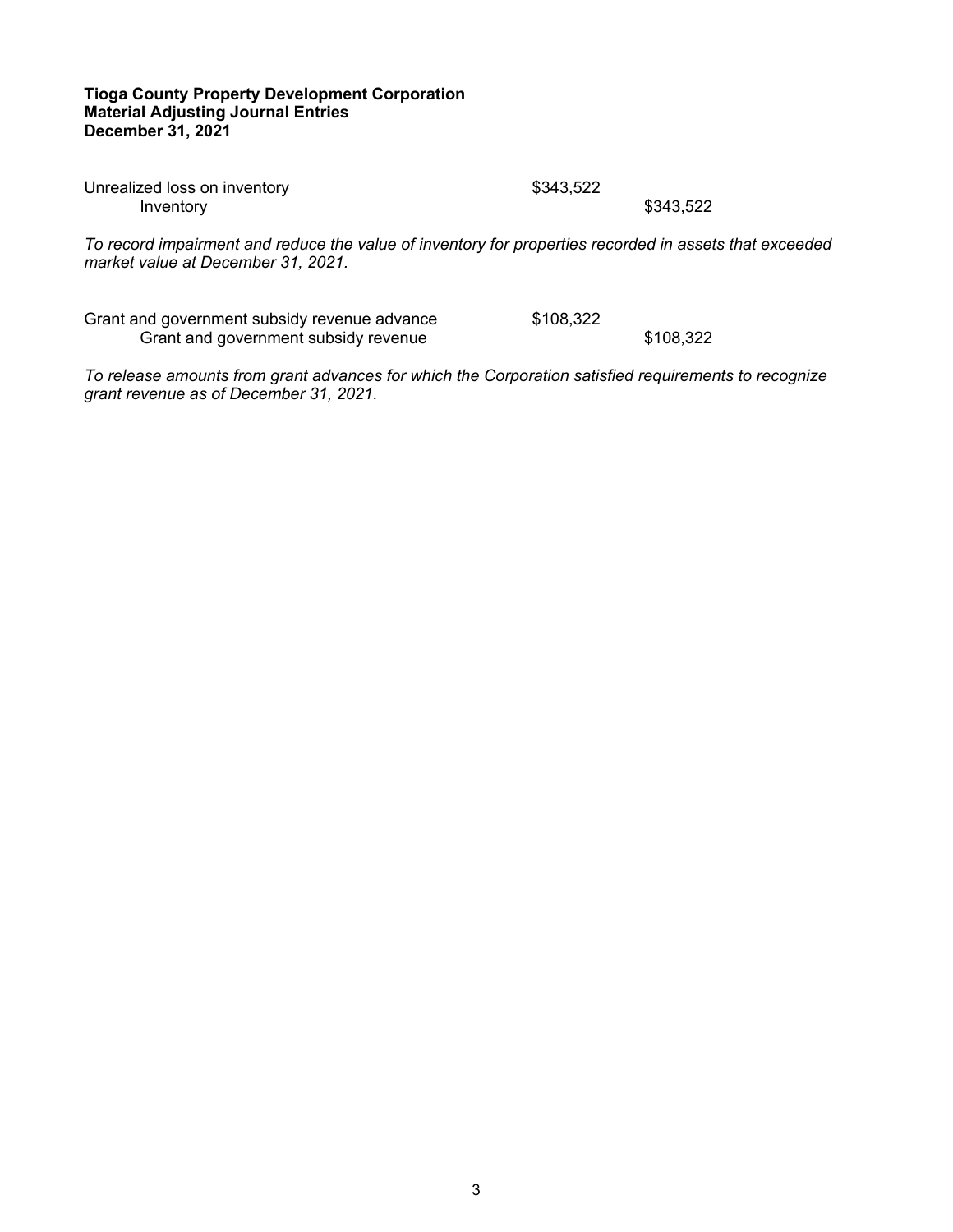**Tioga County Property Development Corporation**
**Material Adjusting Journal Entries**
**December 31, 2021**

| | | |
|---|---|---|
| Unrealized loss on inventory | \$343,522 | |
| Inventory | | \$343,522 |

*To record impairment and reduce the value of inventory for properties recorded in assets that exceeded market value at December 31, 2021.*

| | | |
|---|---|---|
| Grant and government subsidy revenue advance | \$108,322 | |
| Grant and government subsidy revenue | | \$108,322 |

*To release amounts from grant advances for which the Corporation satisfied requirements to recognize grant revenue as of December 31, 2021.*